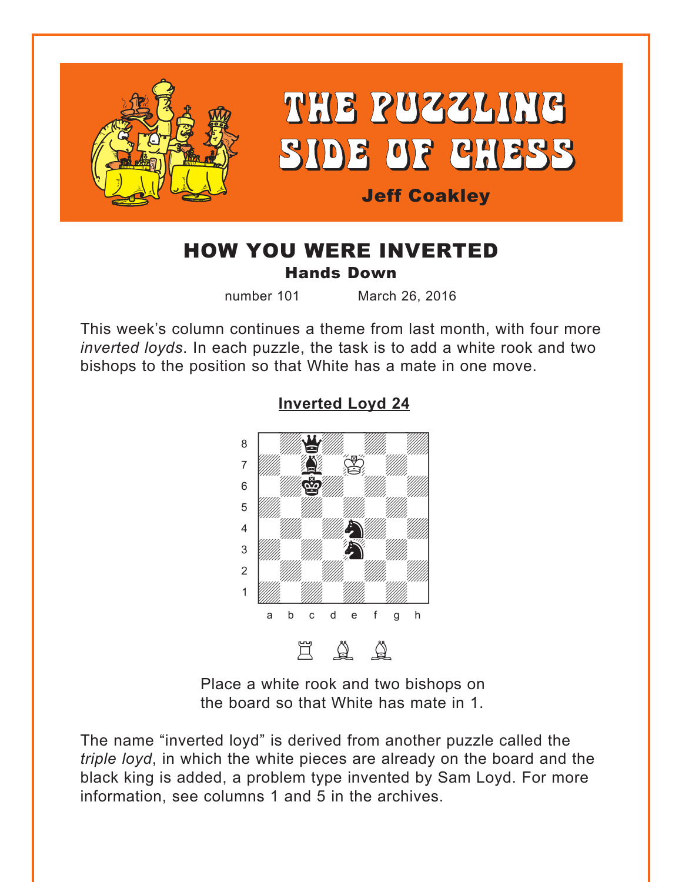# THE PUZZLING SIDE OF CHESS

**Jeff Coakley**

## HOW YOU WERE INVERTED

### Hands Down

number 101 March 26, 2016

This week's column continues a theme from last month, with four more *inverted loyds*. In each puzzle, the task is to add a white rook and two bishops to the position so that White has a mate in one move.

**Inverted Loyd 24**

Place a white rook and two bishops on the board so that White has mate in 1.

The name "inverted loyd" is derived from another puzzle called the *triple loyd*, in which the white pieces are already on the board and the black king is added, a problem type invented by Sam Loyd. For more information, see columns 1 and 5 in the archives.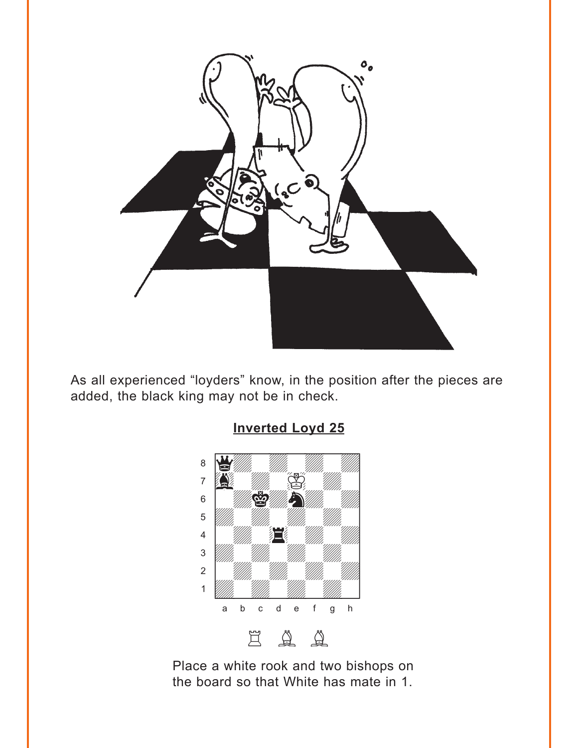As all experienced “loyders” know, in the position after the pieces are added, the black king may not be in check.

## Inverted Loyd 25

Place a white rook and two bishops on the board so that White has mate in 1.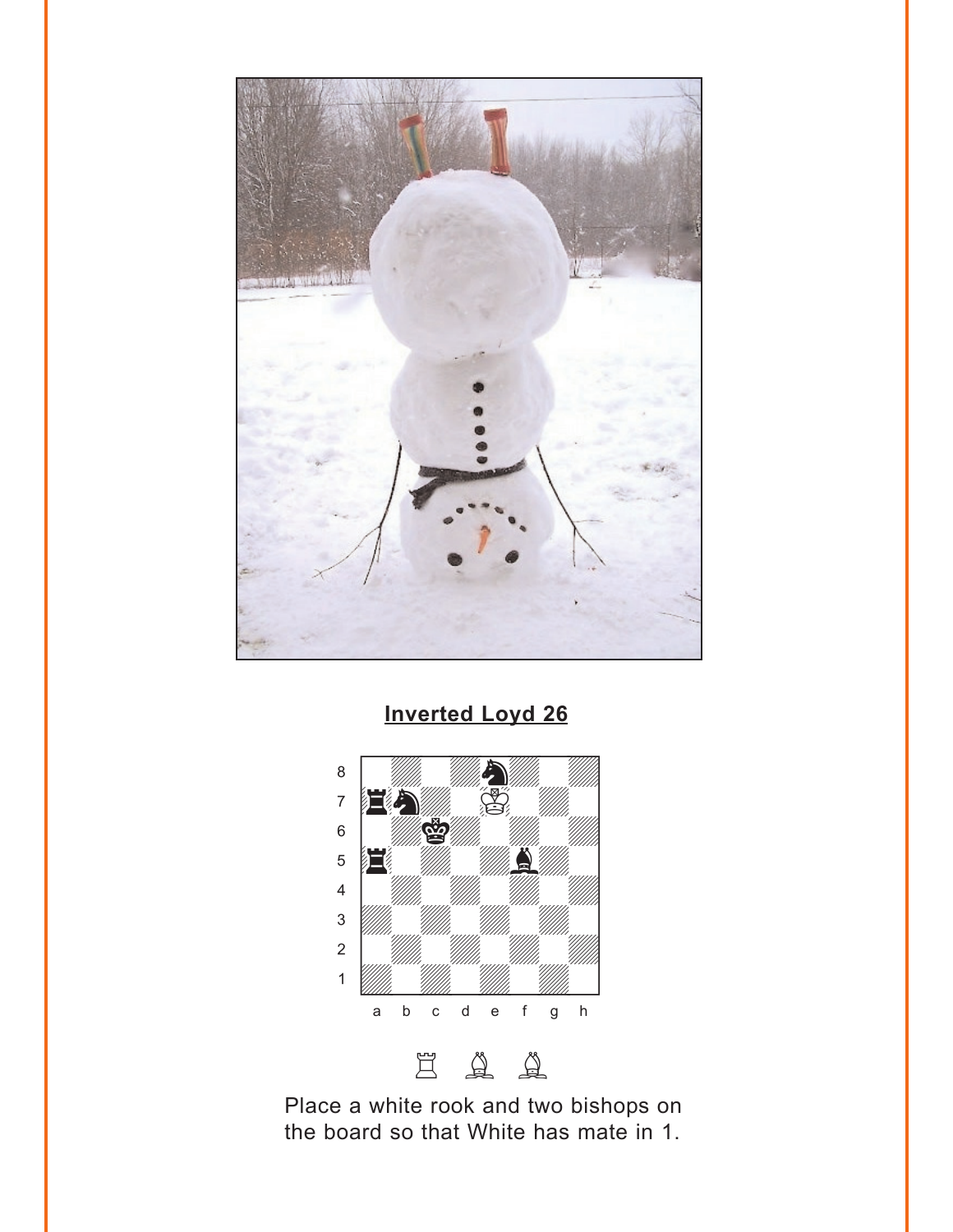## Inverted Loyd 26

Place a white rook and two bishops on the board so that White has mate in 1.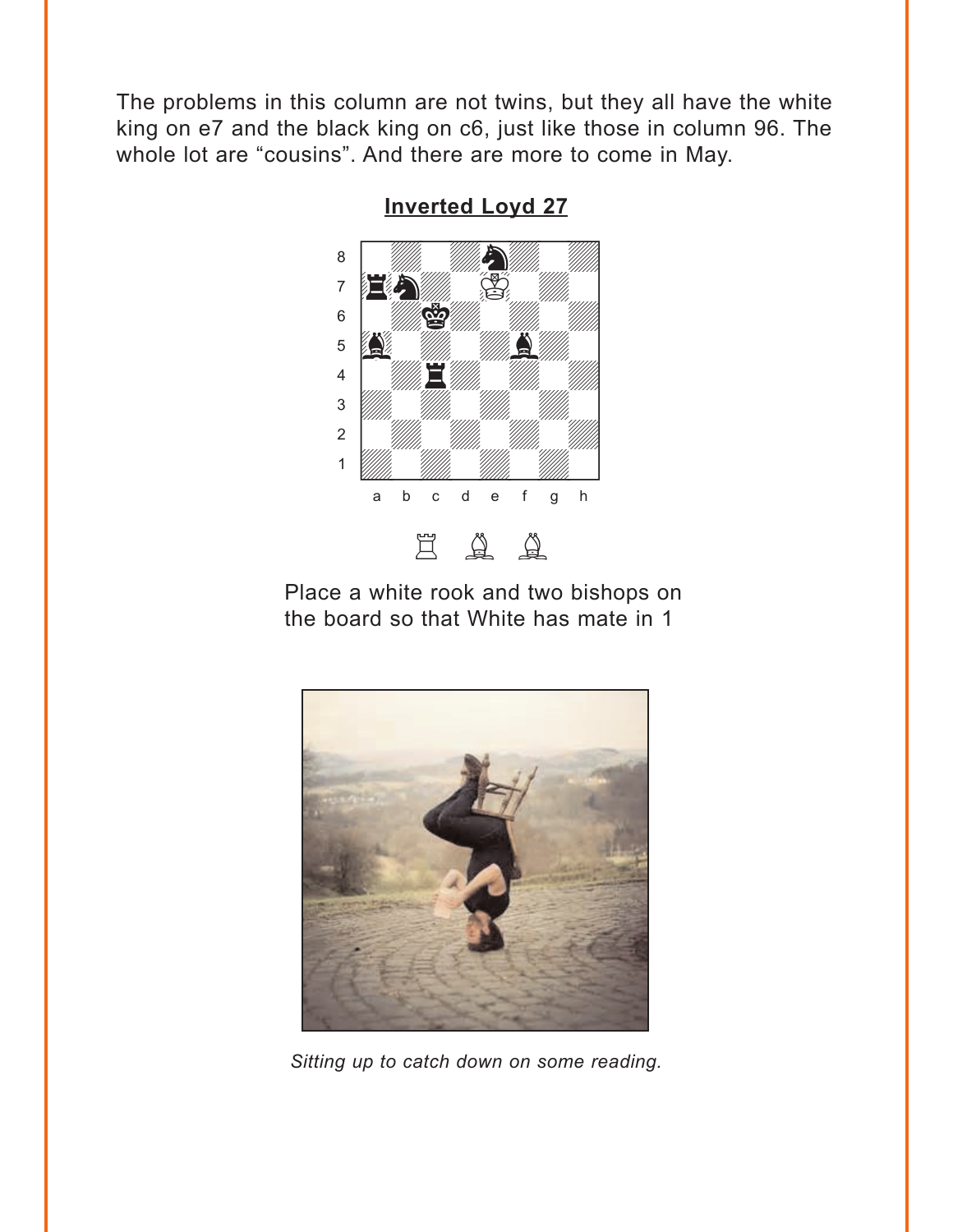The problems in this column are not twins, but they all have the white king on e7 and the black king on c6, just like those in column 96. The whole lot are "cousins". And there are more to come in May.

## Inverted Loyd 27

Place a white rook and two bishops on the board so that White has mate in 1

*Sitting up to catch down on some reading.*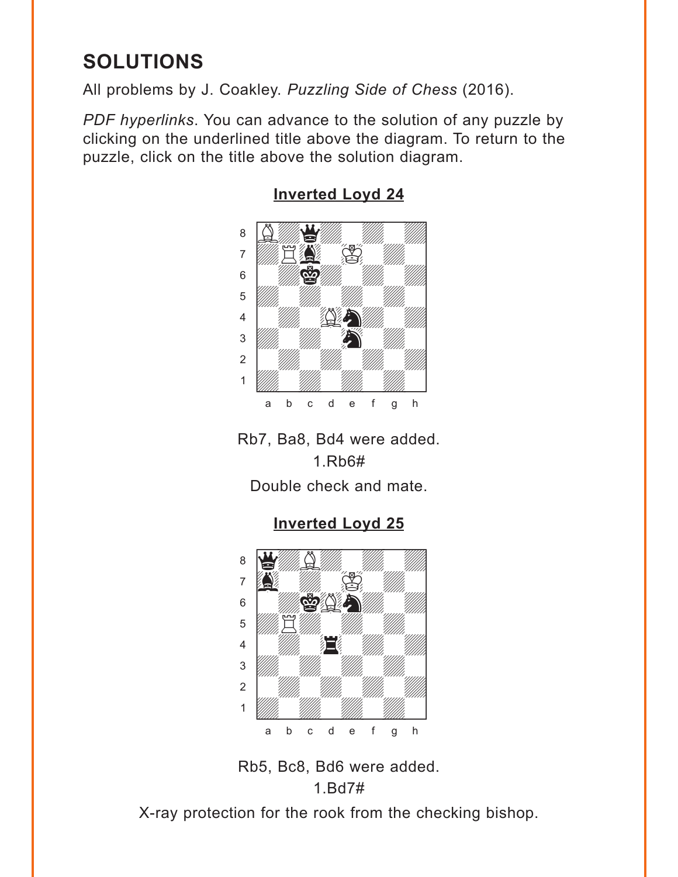## SOLUTIONS

All problems by J. Coakley. *Puzzling Side of Chess* (2016).

*PDF hyperlinks*. You can advance to the solution of any puzzle by clicking on the underlined title above the diagram. To return to the puzzle, click on the title above the solution diagram.

### Inverted Loyd 24

Rb7, Ba8, Bd4 were added.

1.Rb6#

Double check and mate.

### Inverted Loyd 25

Rb5, Bc8, Bd6 were added.

1.Bd7#

X-ray protection for the rook from the checking bishop.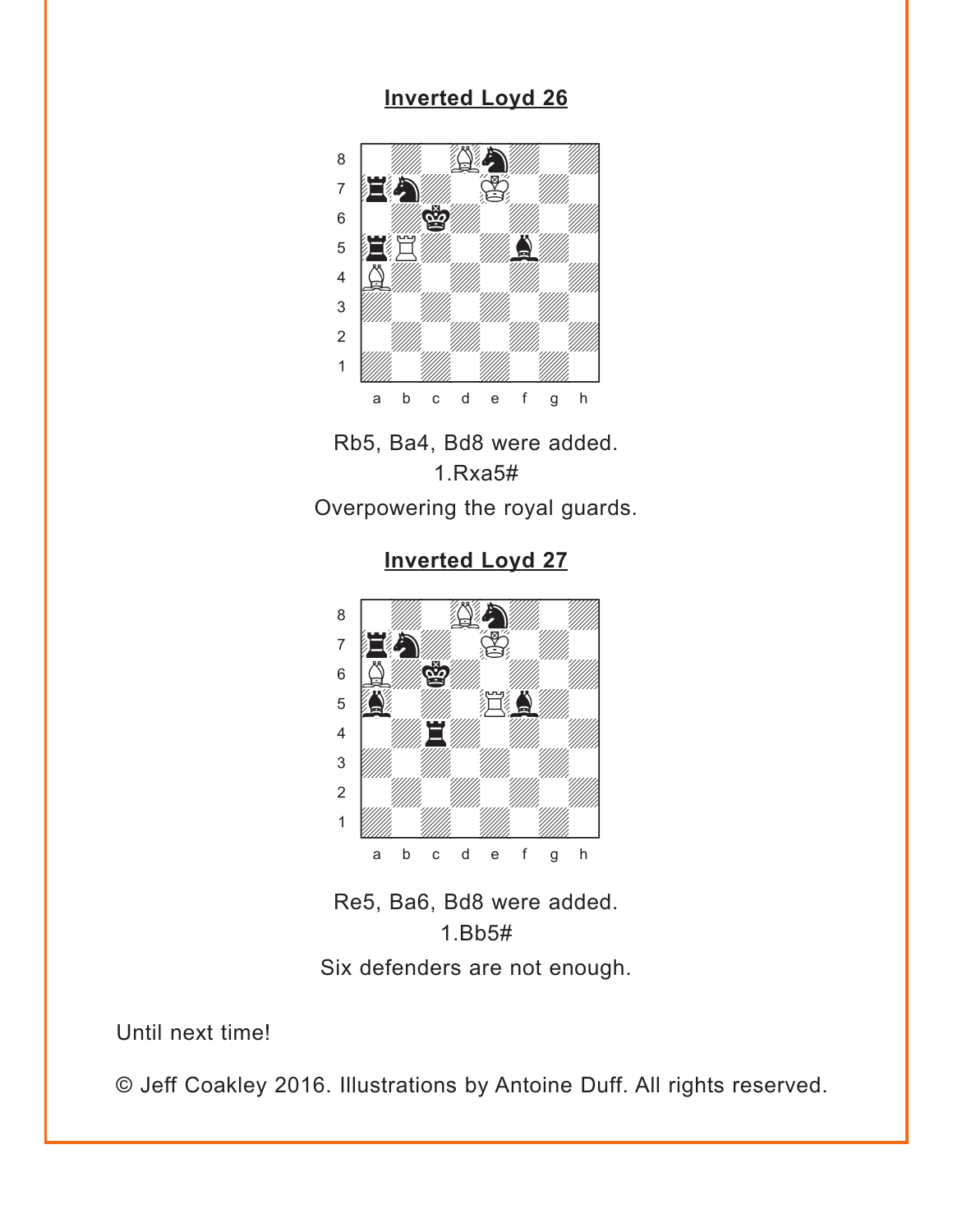**Inverted Loyd 26**

Rb5, Ba4, Bd8 were added.

1.Rxa5#

Overpowering the royal guards.

**Inverted Loyd 27**

Re5, Ba6, Bd8 were added.

1.Bb5#

Six defenders are not enough.

Until next time!

© Jeff Coakley 2016. Illustrations by Antoine Duff. All rights reserved.